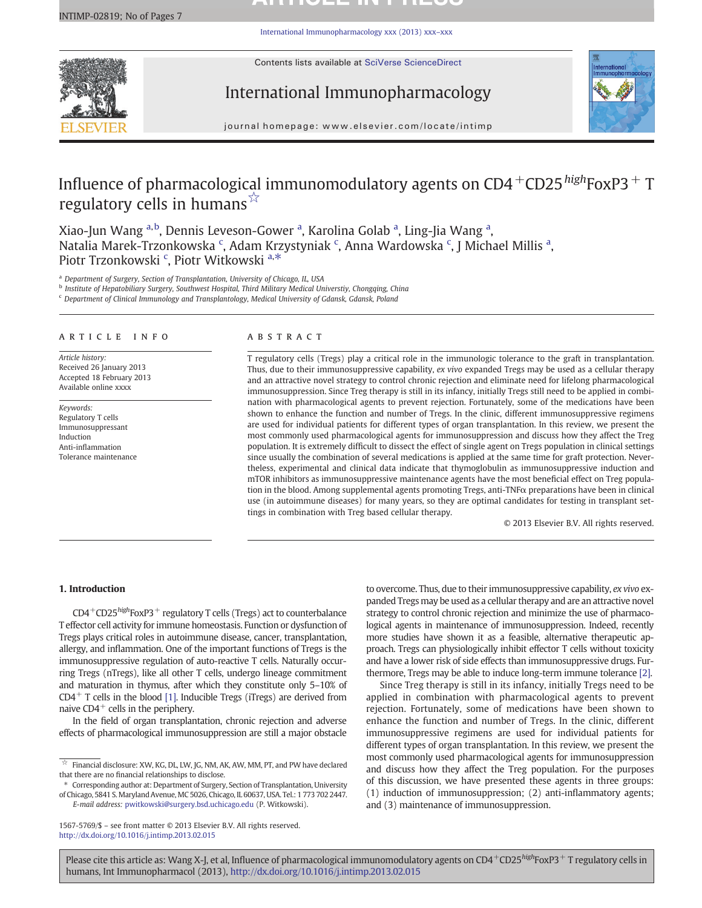# Influence of pharmacological immunomodulatory agents on $CD4^+CD25^{high}FoxP3^+$ T regulatory cells in humans ☆

Xiao-Jun Wang [a,b], Dennis Leveson-Gower [a], Karolina Golab [a], Ling-Jia Wang [a], Natalia Marek-Trzonkowska [c], Adam Krzystyniak [c], Anna Wardowska [c], J Michael Millis [a], Piotr Trzonkowski [c], Piotr Witkowski [a,*]

[a] Department of Surgery, Section of Transplantation, University of Chicago, IL, USA
[b] Institute of Hepatobiliary Surgery, Southwest Hospital, Third Military Medical Universtiy, Chongqing, China
[c] Department of Clinical Immunology and Transplantology, Medical University of Gdansk, Gdansk, Poland

## ARTICLE INFO

*Article history:*
Received 26 January 2013
Accepted 18 February 2013
Available online xxxx

*Keywords:*
Regulatory T cells
Immunosuppressant
Induction
Anti-inflammation
Tolerance maintenance

## ABSTRACT

T regulatory cells (Tregs) play a critical role in the immunologic tolerance to the graft in transplantation. Thus, due to their immunosuppressive capability, *ex vivo* expanded Tregs may be used as a cellular therapy and an attractive novel strategy to control chronic rejection and eliminate need for lifelong pharmacological immunosuppression. Since Treg therapy is still in its infancy, initially Tregs still need to be applied in combination with pharmacological agents to prevent rejection. Fortunately, some of the medications have been shown to enhance the function and number of Tregs. In the clinic, different immunosuppressive regimens are used for individual patients for different types of organ transplantation. In this review, we present the most commonly used pharmacological agents for immunosuppression and discuss how they affect the Treg population. It is extremely difficult to dissect the effect of single agent on Tregs population in clinical settings since usually the combination of several medications is applied at the same time for graft protection. Nevertheless, experimental and clinical data indicate that thymoglobulin as immunosuppressive induction and mTOR inhibitors as immunosuppressive maintenance agents have the most beneficial effect on Treg population in the blood. Among supplemental agents promoting Tregs, anti-TNFα preparations have been in clinical use (in autoimmune diseases) for many years, so they are optimal candidates for testing in transplant settings in combination with Treg based cellular therapy.

© 2013 Elsevier B.V. All rights reserved.

## 1. Introduction

$CD4^+CD25^{high}FoxP3^+$ regulatory T cells (Tregs) act to counterbalance T effector cell activity for immune homeostasis. Function or dysfunction of Tregs plays critical roles in autoimmune disease, cancer, transplantation, allergy, and inflammation. One of the important functions of Tregs is the immunosuppressive regulation of auto-reactive T cells. Naturally occurring Tregs (nTregs), like all other T cells, undergo lineage commitment and maturation in thymus, after which they constitute only 5–10% of $CD4^+$ T cells in the blood [1]. Inducible Tregs (iTregs) are derived from naive $CD4^+$ cells in the periphery.

In the field of organ transplantation, chronic rejection and adverse effects of pharmacological immunosuppression are still a major obstacle to overcome. Thus, due to their immunosuppressive capability, *ex vivo* expanded Tregs may be used as a cellular therapy and are an attractive novel strategy to control chronic rejection and minimize the use of pharmacological agents in maintenance of immunosuppression. Indeed, recently more studies have shown it as a feasible, alternative therapeutic approach. Tregs can physiologically inhibit effector T cells without toxicity and have a lower risk of side effects than immunosuppressive drugs. Furthermore, Tregs may be able to induce long-term immune tolerance [2].

Since Treg therapy is still in its infancy, initially Tregs need to be applied in combination with pharmacological agents to prevent rejection. Fortunately, some of medications have been shown to enhance the function and number of Tregs. In the clinic, different immunosuppressive regimens are used for individual patients for different types of organ transplantation. In this review, we present the most commonly used pharmacological agents for immunosuppression and discuss how they affect the Treg population. For the purposes of this discussion, we have presented these agents in three groups: (1) induction of immunosuppression; (2) anti-inflammatory agents; and (3) maintenance of immunosuppression.

☆ Financial disclosure: XW, KG, DL, LW, JG, NM, AK, AW, MM, PT, and PW have declared that there are no financial relationships to disclose.

\* Corresponding author at: Department of Surgery, Section of Transplantation, University of Chicago, 5841 S. Maryland Avenue, MC 5026, Chicago, IL 60637, USA. Tel.: 1 773 702 2447.
*E-mail address:* pwitkowski@surgery.bsd.uchicago.edu (P. Witkowski).

1567-5769/$ – see front matter © 2013 Elsevier B.V. All rights reserved.
http://dx.doi.org/10.1016/j.intimp.2013.02.015

Please cite this article as: Wang X-J, et al, Influence of pharmacological immunomodulatory agents on $CD4^+CD25^{high}FoxP3^+$ T regulatory cells in humans, Int Immunopharmacol (2013), http://dx.doi.org/10.1016/j.intimp.2013.02.015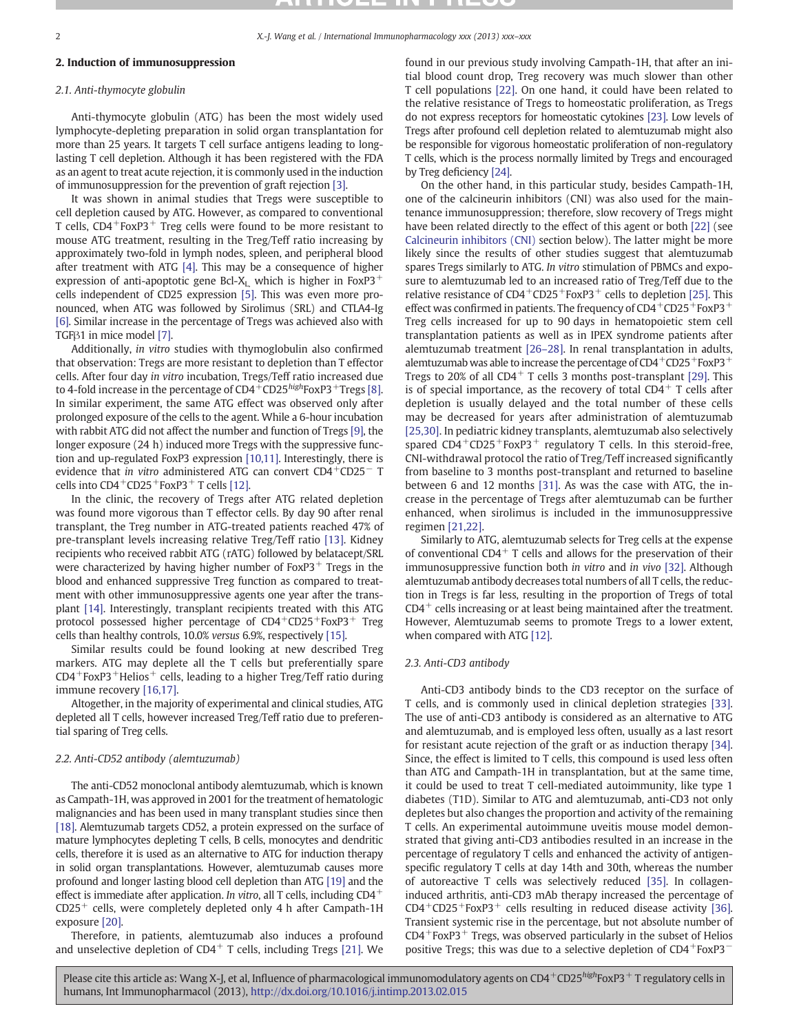## 2. Induction of immunosuppression

### 2.1. Anti-thymocyte globulin

Anti-thymocyte globulin (ATG) has been the most widely used lymphocyte-depleting preparation in solid organ transplantation for more than 25 years. It targets T cell surface antigens leading to long-lasting T cell depletion. Although it has been registered with the FDA as an agent to treat acute rejection, it is commonly used in the induction of immunosuppression for the prevention of graft rejection [3].

It was shown in animal studies that Tregs were susceptible to cell depletion caused by ATG. However, as compared to conventional T cells, $CD4^+FoxP3^+$ Treg cells were found to be more resistant to mouse ATG treatment, resulting in the Treg/Teff ratio increasing by approximately two-fold in lymph nodes, spleen, and peripheral blood after treatment with ATG [4]. This may be a consequence of higher expression of anti-apoptotic gene Bcl-$X_L$ which is higher in $FoxP3^+$ cells independent of CD25 expression [5]. This was even more pronounced, when ATG was followed by Sirolimus (SRL) and CTLA4-Ig [6]. Similar increase in the percentage of Tregs was achieved also with TGFβ1 in mice model [7].

Additionally, *in vitro* studies with thymoglobulin also confirmed that observation: Tregs are more resistant to depletion than T effector cells. After four day *in vitro* incubation, Tregs/Teff ratio increased due to 4-fold increase in the percentage of $CD4^+CD25^{high}FoxP3^+$Tregs [8]. In similar experiment, the same ATG effect was observed only after prolonged exposure of the cells to the agent. While a 6-hour incubation with rabbit ATG did not affect the number and function of Tregs [9], the longer exposure (24 h) induced more Tregs with the suppressive function and up-regulated FoxP3 expression [10,11]. Interestingly, there is evidence that *in vitro* administered ATG can convert $CD4^+CD25^-$ T cells into $CD4^+CD25^+FoxP3^+$ T cells [12].

In the clinic, the recovery of Tregs after ATG related depletion was found more vigorous than T effector cells. By day 90 after renal transplant, the Treg number in ATG-treated patients reached 47% of pre-transplant levels increasing relative Treg/Teff ratio [13]. Kidney recipients who received rabbit ATG (rATG) followed by belatacept/SRL were characterized by having higher number of $FoxP3^+$ Tregs in the blood and enhanced suppressive Treg function as compared to treatment with other immunosuppressive agents one year after the transplant [14]. Interestingly, transplant recipients treated with this ATG protocol possessed higher percentage of $CD4^+CD25^+FoxP3^+$ Treg cells than healthy controls, 10.0% *versus* 6.9%, respectively [15].

Similar results could be found looking at new described Treg markers. ATG may deplete all the T cells but preferentially spare $CD4^+FoxP3^+Helios^+$ cells, leading to a higher Treg/Teff ratio during immune recovery [16,17].

Altogether, in the majority of experimental and clinical studies, ATG depleted all T cells, however increased Treg/Teff ratio due to preferential sparing of Treg cells.

### 2.2. Anti-CD52 antibody (alemtuzumab)

The anti-CD52 monoclonal antibody alemtuzumab, which is known as Campath-1H, was approved in 2001 for the treatment of hematologic malignancies and has been used in many transplant studies since then [18]. Alemtuzumab targets CD52, a protein expressed on the surface of mature lymphocytes depleting T cells, B cells, monocytes and dendritic cells, therefore it is used as an alternative to ATG for induction therapy in solid organ transplantations. However, alemtuzumab causes more profound and longer lasting blood cell depletion than ATG [19] and the effect is immediate after application. *In vitro*, all T cells, including $CD4^+CD25^+$ cells, were completely depleted only 4 h after Campath-1H exposure [20].

Therefore, in patients, alemtuzumab also induces a profound and unselective depletion of $CD4^+$ T cells, including Tregs [21]. We found in our previous study involving Campath-1H, that after an initial blood count drop, Treg recovery was much slower than other T cell populations [22]. On one hand, it could have been related to the relative resistance of Tregs to homeostatic proliferation, as Tregs do not express receptors for homeostatic cytokines [23]. Low levels of Tregs after profound cell depletion related to alemtuzumab might also be responsible for vigorous homeostatic proliferation of non-regulatory T cells, which is the process normally limited by Tregs and encouraged by Treg deficiency [24].

On the other hand, in this particular study, besides Campath-1H, one of the calcineurin inhibitors (CNI) was also used for the maintenance immunosuppression; therefore, slow recovery of Tregs might have been related directly to the effect of this agent or both [22] (see Calcineurin inhibitors (CNI) section below). The latter might be more likely since the results of other studies suggest that alemtuzumab spares Tregs similarly to ATG. *In vitro* stimulation of PBMCs and exposure to alemtuzumab led to an increased ratio of Treg/Teff due to the relative resistance of $CD4^+CD25^+FoxP3^+$ cells to depletion [25]. This effect was confirmed in patients. The frequency of $CD4^+CD25^+FoxP3^+$ Treg cells increased for up to 90 days in hematopoietic stem cell transplantation patients as well as in IPEX syndrome patients after alemtuzumab treatment [26–28]. In renal transplantation in adults, alemtuzumab was able to increase the percentage of $CD4^+CD25^+FoxP3^+$ Tregs to 20% of all $CD4^+$ T cells 3 months post-transplant [29]. This is of special importance, as the recovery of total $CD4^+$ T cells after depletion is usually delayed and the total number of these cells may be decreased for years after administration of alemtuzumab [25,30]. In pediatric kidney transplants, alemtuzumab also selectively spared $CD4^+CD25^+FoxP3^+$ regulatory T cells. In this steroid-free, CNI-withdrawal protocol the ratio of Treg/Teff increased significantly from baseline to 3 months post-transplant and returned to baseline between 6 and 12 months [31]. As was the case with ATG, the increase in the percentage of Tregs after alemtuzumab can be further enhanced, when sirolimus is included in the immunosuppressive regimen [21,22].

Similarly to ATG, alemtuzumab selects for Treg cells at the expense of conventional $CD4^+$ T cells and allows for the preservation of their immunosuppressive function both *in vitro* and *in vivo* [32]. Although alemtuzumab antibody decreases total numbers of all T cells, the reduction in Tregs is far less, resulting in the proportion of Tregs of total $CD4^+$ cells increasing or at least being maintained after the treatment. However, Alemtuzumab seems to promote Tregs to a lower extent, when compared with ATG [12].

### 2.3. Anti-CD3 antibody

Anti-CD3 antibody binds to the CD3 receptor on the surface of T cells, and is commonly used in clinical depletion strategies [33]. The use of anti-CD3 antibody is considered as an alternative to ATG and alemtuzumab, and is employed less often, usually as a last resort for resistant acute rejection of the graft or as induction therapy [34]. Since, the effect is limited to T cells, this compound is used less often than ATG and Campath-1H in transplantation, but at the same time, it could be used to treat T cell-mediated autoimmunity, like type 1 diabetes (T1D). Similar to ATG and alemtuzumab, anti-CD3 not only depletes but also changes the proportion and activity of the remaining T cells. An experimental autoimmune uveitis mouse model demonstrated that giving anti-CD3 antibodies resulted in an increase in the percentage of regulatory T cells and enhanced the activity of antigen-specific regulatory T cells at day 14th and 30th, whereas the number of autoreactive T cells was selectively reduced [35]. In collagen-induced arthritis, anti-CD3 mAb therapy increased the percentage of $CD4^+CD25^+FoxP3^+$ cells resulting in reduced disease activity [36]. Transient systemic rise in the percentage, but not absolute number of $CD4^+FoxP3^+$ Tregs, was observed particularly in the subset of Helios positive Tregs; this was due to a selective depletion of $CD4^+FoxP3^-$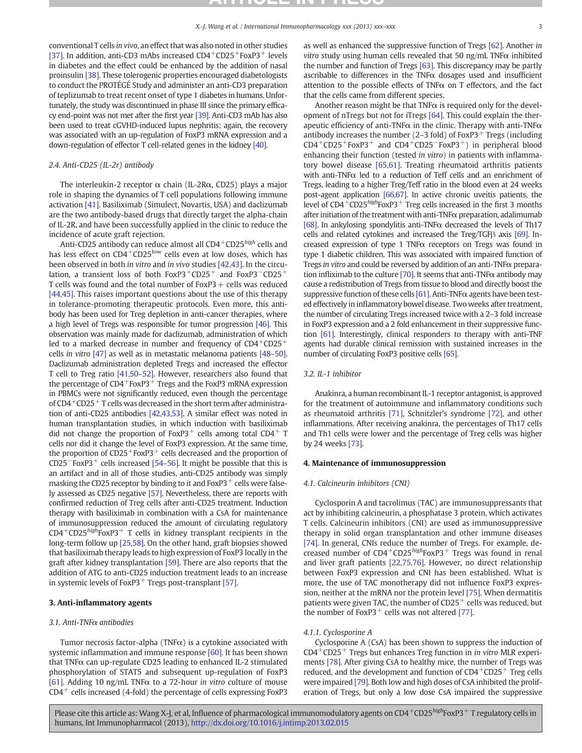conventional T cells *in vivo*, an effect that was also noted in other studies [37]. In addition, anti-CD3 mAbs increased $CD4^+CD25^+FoxP3^+$ levels in diabetes and the effect could be enhanced by the addition of nasal proinsulin [38]. These tolerogenic properties encouraged diabetologists to conduct the PROTÉGÉ Study and administer an anti-CD3 preparation of teplizumab to treat recent onset of type 1 diabetes in humans. Unfortunately, the study was discontinued in phase III since the primary efficacy end-point was not met after the first year [39]. Anti-CD3 mAb has also been used to treat cGVHD-induced lupus nephritis; again, the recovery was associated with an up-regulation of FoxP3 mRNA expression and a down-regulation of effector T cell-related genes in the kidney [40].

### 2.4. Anti-CD25 (IL-2r) antibody

The interleukin-2 receptor α chain (IL-2Rα, CD25) plays a major role in shaping the dynamics of T cell populations following immune activation [41]. Basiliximab (Simulect, Novartis, USA) and daclizumab are the two antibody-based drugs that directly target the alpha-chain of IL-2R, and have been successfully applied in the clinic to reduce the incidence of acute graft rejection.

Anti-CD25 antibody can reduce almost all $CD4^+CD25^{high}$ cells and has less effect on $CD4^+CD25^{low}$ cells even at low doses, which has been observed in both *in vitro* and *in vivo* studies [42,43]. In the circulation, a transient loss of both $FoxP3^+CD25^+$ and $FoxP3^-CD25^+$ T cells was found and the total number of FoxP3+ cells was reduced [44,45]. This raises important questions about the use of this therapy in tolerance-promoting therapeutic protocols. Even more, this antibody has been used for Treg depletion in anti-cancer therapies, where a high level of Tregs was responsible for tumor progression [46]. This observation was mainly made for daclizumab, administration of which led to a marked decrease in number and frequency of $CD4^+CD25^+$ cells *in vitro* [47] as well as in metastatic melanoma patients [48–50]. Daclizumab administration depleted Tregs and increased the effector T cell to Treg ratio [41,50–52]. However, researchers also found that the percentage of $CD4^+FoxP3^+$ Tregs and the FoxP3 mRNA expression in PBMCs were not significantly reduced, even though the percentage of $CD4^+CD25^+$ T cells was decreased in the short term after administration of anti-CD25 antibodies [42,43,53]. A similar effect was noted in human transplantation studies, in which induction with basiliximab did not change the proportion of $FoxP3^+$ cells among total $CD4^+$ T cells nor did it change the level of FoxP3 expression. At the same time, the proportion of $CD25^+FoxP3^+$ cells decreased and the proportion of $CD25^-FoxP3^+$ cells increased [54–56]. It might be possible that this is an artifact and in all of those studies, anti-CD25 antibody was simply masking the CD25 receptor by binding to it and $FoxP3^+$ cells were falsely assessed as CD25 negative [57]. Nevertheless, there are reports with confirmed reduction of Treg cells after anti-CD25 treatment. Induction therapy with basiliximab in combination with a CsA for maintenance of immunosuppression reduced the amount of circulating regulatory $CD4^+CD25^{high}FoxP3^+$ T cells in kidney transplant recipients in the long-term follow up [25,58]. On the other hand, graft biopsies showed that basiliximab therapy leads to high expression of FoxP3 locally in the graft after kidney transplantation [59]. There are also reports that the addition of ATG to anti-CD25 induction treatment leads to an increase in systemic levels of $FoxP3^+$ Tregs post-transplant [57].

## 3. Anti-inflammatory agents

### 3.1. Anti-TNFα antibodies

Tumor necrosis factor-alpha (TNFα) is a cytokine associated with systemic inflammation and immune response [60]. It has been shown that TNFα can up-regulate CD25 leading to enhanced IL-2 stimulated phosphorylation of STAT5 and subsequent up-regulation of FoxP3 [61]. Adding 10 ng/mL TNFα to a 72-hour *in vitro* culture of mouse $CD4^+$ cells increased (4-fold) the percentage of cells expressing FoxP3 as well as enhanced the suppressive function of Tregs [62]. Another *in vitro* study using human cells revealed that 50 ng/mL TNFα inhibited the number and function of Tregs [63]. This discrepancy may be partly ascribable to differences in the TNFα dosages used and insufficient attention to the possible effects of TNFα on T effectors, and the fact that the cells came from different species.

Another reason might be that TNFα is required only for the development of nTregs but not for iTregs [64]. This could explain the therapeutic efficiency of anti-TNFα in the clinic. Therapy with anti-TNFα antibody increases the number (2–3 fold) of $FoxP3^+$ Tregs (including $CD4^+CD25^+FoxP3^+$ and $CD4^+CD25^-FoxP3^+$) in peripheral blood enhancing their function (tested *in vitro*) in patients with inflammatory bowel disease [65,61]. Treating rheumatoid arthritis patients with anti-TNFα led to a reduction of Teff cells and an enrichment of Tregs, leading to a higher Treg/Teff ratio in the blood even at 24 weeks post-agent application [66,67]. In active chronic uveitis patients, the level of $CD4^+CD25^{high}FoxP3^+$ Treg cells increased in the first 3 months after initiation of the treatment with anti-TNFα preparation, adalimumab [68]. In ankylosing spondylitis anti-TNFα decreased the levels of Th17 cells and related cytokines and increased the Treg/TGFβ axis [69]. Increased expression of type 1 TNFα receptors on Tregs was found in type 1 diabetic children. This was associated with impaired function of Tregs *in vitro* and could be reversed by addition of an anti-TNFα preparation infliximab to the culture [70]. It seems that anti-TNFα antibody may cause a redistribution of Tregs from tissue to blood and directly boost the suppressive function of these cells [61]. Anti-TNFα agents have been tested effectively in inflammatory bowel disease. Two weeks after treatment, the number of circulating Tregs increased twice with a 2–3 fold increase in FoxP3 expression and a 2 fold enhancement in their suppressive function [61]. Interestingly, clinical responders to therapy with anti-TNF agents had durable clinical remission with sustained increases in the number of circulating FoxP3 positive cells [65].

### 3.2. IL-1 inhibitor

Anakinra, a human recombinant IL-1 receptor antagonist, is approved for the treatment of autoimmune and inflammatory conditions such as rheumatoid arthritis [71], Schnitzler's syndrome [72], and other inflammations. After receiving anakinra, the percentages of Th17 cells and Th1 cells were lower and the percentage of Treg cells was higher by 24 weeks [73].

## 4. Maintenance of immunosuppression

### 4.1. Calcineurin inhibitors (CNI)

Cyclosporin A and tacrolimus (TAC) are immunosuppressants that act by inhibiting calcineurin, a phosphatase 3 protein, which activates T cells. Calcineurin inhibitors (CNI) are used as immunosuppressive therapy in solid organ transplantation and other immune diseases [74]. In general, CNIs reduce the number of Tregs. For example, decreased number of $CD4^+CD25^{high}FoxP3^+$ Tregs was found in renal and liver graft patients [22,75,76]. However, no direct relationship between FoxP3 expression and CNI has been established. What is more, the use of TAC monotherapy did not influence FoxP3 expression, neither at the mRNA nor the protein level [75]. When dermatitis patients were given TAC, the number of $CD25^+$ cells was reduced, but the number of $FoxP3^+$ cells was not altered [77].

#### 4.1.1. Cyclosporine A

Cyclosporine A (CsA) has been shown to suppress the induction of $CD4^+CD25^+$ Tregs but enhances Treg function in *in vitro* MLR experiments [78]. After giving CsA to healthy mice, the number of Tregs was reduced, and the development and function of $CD4^+CD25^+$ Treg cells were impaired [79]. Both low and high doses of CsA inhibited the proliferation of Tregs, but only a low dose CsA impaired the suppressive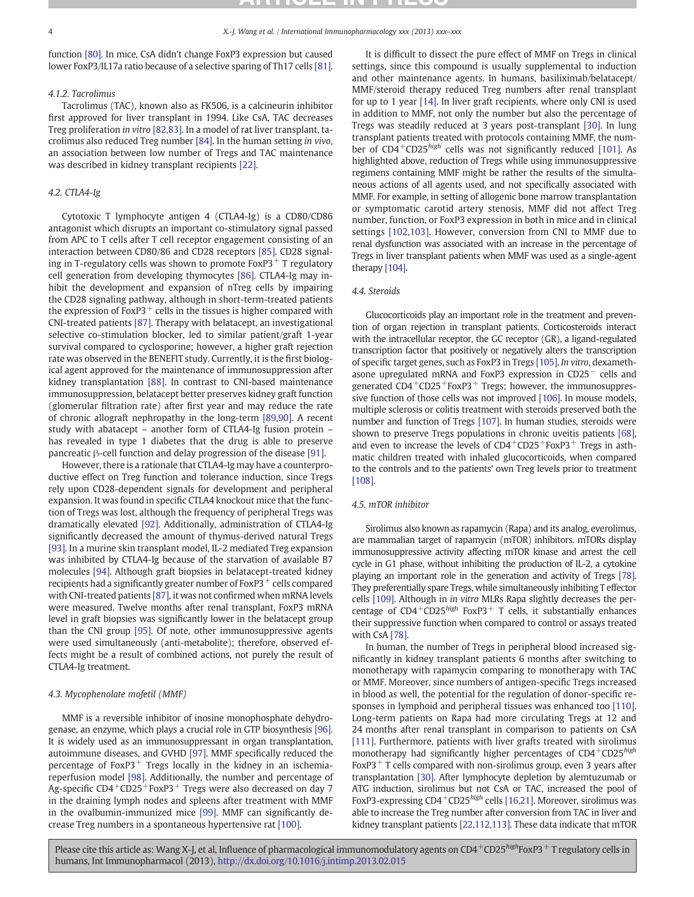function [80]. In mice, CsA didn't change FoxP3 expression but caused lower FoxP3/IL17a ratio because of a selective sparing of Th17 cells [81].

#### 4.1.2. Tacrolimus

Tacrolimus (TAC), known also as FK506, is a calcineurin inhibitor first approved for liver transplant in 1994. Like CsA, TAC decreases Treg proliferation *in vitro* [82,83]. In a model of rat liver transplant, tacrolimus also reduced Treg number [84]. In the human setting *in vivo*, an association between low number of Tregs and TAC maintenance was described in kidney transplant recipients [22].

### 4.2. CTLA4-Ig

Cytotoxic T lymphocyte antigen 4 (CTLA4-Ig) is a CD80/CD86 antagonist which disrupts an important co-stimulatory signal passed from APC to T cells after T cell receptor engagement consisting of an interaction between CD80/86 and CD28 receptors [85]. CD28 signaling in T-regulatory cells was shown to promote FoxP3$^{+}$ T regulatory cell generation from developing thymocytes [86]. CTLA4-Ig may inhibit the development and expansion of nTreg cells by impairing the CD28 signaling pathway, although in short-term-treated patients the expression of FoxP3$^{+}$ cells in the tissues is higher compared with CNI-treated patients [87]. Therapy with belatacept, an investigational selective co-stimulation blocker, led to similar patient/graft 1-year survival compared to cyclosporine; however, a higher graft rejection rate was observed in the BENEFIT study. Currently, it is the first biological agent approved for the maintenance of immunosuppression after kidney transplantation [88]. In contrast to CNI-based maintenance immunosuppression, belatacept better preserves kidney graft function (glomerular filtration rate) after first year and may reduce the rate of chronic allograft nephropathy in the long-term [89,90]. A recent study with abatacept – another form of CTLA4-Ig fusion protein – has revealed in type 1 diabetes that the drug is able to preserve pancreatic β-cell function and delay progression of the disease [91].

However, there is a rationale that CTLA4-Ig may have a counterproductive effect on Treg function and tolerance induction, since Tregs rely upon CD28-dependent signals for development and peripheral expansion. It was found in specific CTLA4 knockout mice that the function of Tregs was lost, although the frequency of peripheral Tregs was dramatically elevated [92]. Additionally, administration of CTLA4-Ig significantly decreased the amount of thymus-derived natural Tregs [93]. In a murine skin transplant model, IL-2 mediated Treg expansion was inhibited by CTLA4-Ig because of the starvation of available B7 molecules [94]. Although graft biopsies in belatacept-treated kidney recipients had a significantly greater number of FoxP3$^{+}$ cells compared with CNI-treated patients [87], it was not confirmed when mRNA levels were measured. Twelve months after renal transplant, FoxP3 mRNA level in graft biopsies was significantly lower in the belatacept group than the CNI group [95]. Of note, other immunosuppressive agents were used simultaneously (anti-metabolite); therefore, observed effects might be a result of combined actions, not purely the result of CTLA4-Ig treatment.

### 4.3. Mycophenolate mofetil (MMF)

MMF is a reversible inhibitor of inosine monophosphate dehydrogenase, an enzyme, which plays a crucial role in GTP biosynthesis [96]. It is widely used as an immunosuppressant in organ transplantation, autoimmune diseases, and GVHD [97]. MMF specifically reduced the percentage of FoxP3$^{+}$ Tregs locally in the kidney in an ischemia-reperfusion model [98]. Additionally, the number and percentage of Ag-specific CD4$^{+}$CD25$^{+}$FoxP3$^{+}$ Tregs were also decreased on day 7 in the draining lymph nodes and spleens after treatment with MMF in the ovalbumin-immunized mice [99]. MMF can significantly decrease Treg numbers in a spontaneous hypertensive rat [100].

It is difficult to dissect the pure effect of MMF on Tregs in clinical settings, since this compound is usually supplemental to induction and other maintenance agents. In humans, basiliximab/belatacept/MMF/steroid therapy reduced Treg numbers after renal transplant for up to 1 year [14]. In liver graft recipients, where only CNI is used in addition to MMF, not only the number but also the percentage of Tregs was steadily reduced at 3 years post-transplant [30]. In lung transplant patients treated with protocols containing MMF, the number of CD4$^{+}$CD25$^{high}$ cells was not significantly reduced [101]. As highlighted above, reduction of Tregs while using immunosuppressive regimens containing MMF might be rather the results of the simultaneous actions of all agents used, and not specifically associated with MMF. For example, in setting of allogenic bone marrow transplantation or symptomatic carotid artery stenosis, MMF did not affect Treg number, function, or FoxP3 expression in both in mice and in clinical settings [102,103]. However, conversion from CNI to MMF due to renal dysfunction was associated with an increase in the percentage of Tregs in liver transplant patients when MMF was used as a single-agent therapy [104].

### 4.4. Steroids

Glucocorticoids play an important role in the treatment and prevention of organ rejection in transplant patients. Corticosteroids interact with the intracellular receptor, the GC receptor (GR), a ligand-regulated transcription factor that positively or negatively alters the transcription of specific target genes, such as FoxP3 in Tregs [105]. *In vitro*, dexamethasone upregulated mRNA and FoxP3 expression in CD25$^{-}$ cells and generated CD4$^{+}$CD25$^{+}$FoxP3$^{+}$ Tregs; however, the immunosuppressive function of those cells was not improved [106]. In mouse models, multiple sclerosis or colitis treatment with steroids preserved both the number and function of Tregs [107]. In human studies, steroids were shown to preserve Tregs populations in chronic uveitis patients [68], and even to increase the levels of CD4$^{+}$CD25$^{+}$FoxP3$^{+}$ Tregs in asthmatic children treated with inhaled glucocorticoids, when compared to the controls and to the patients' own Treg levels prior to treatment [108].

### 4.5. mTOR inhibitor

Sirolimus also known as rapamycin (Rapa) and its analog, everolimus, are mammalian target of rapamycin (mTOR) inhibitors. mTORs display immunosuppressive activity affecting mTOR kinase and arrest the cell cycle in G1 phase, without inhibiting the production of IL-2, a cytokine playing an important role in the generation and activity of Tregs [78]. They preferentially spare Tregs, while simultaneously inhibiting T effector cells [109]. Although in *in vitro* MLRs Rapa slightly decreases the percentage of CD4$^{+}$CD25$^{high}$ FoxP3$^{+}$ T cells, it substantially enhances their suppressive function when compared to control or assays treated with CsA [78].

In human, the number of Tregs in peripheral blood increased significantly in kidney transplant patients 6 months after switching to monotherapy with rapamycin comparing to monotherapy with TAC or MMF. Moreover, since numbers of antigen-specific Tregs increased in blood as well, the potential for the regulation of donor-specific responses in lymphoid and peripheral tissues was enhanced too [110]. Long-term patients on Rapa had more circulating Tregs at 12 and 24 months after renal transplant in comparison to patients on CsA [111]. Furthermore, patients with liver grafts treated with sirolimus monotherapy had significantly higher percentages of CD4$^{+}$CD25$^{high}$ FoxP3$^{+}$ T cells compared with non-sirolimus group, even 3 years after transplantation [30]. After lymphocyte depletion by alemtuzumab or ATG induction, sirolimus but not CsA or TAC, increased the pool of FoxP3-expressing CD4$^{+}$CD25$^{high}$ cells [16,21]. Moreover, sirolimus was able to increase the Treg number after conversion from TAC in liver and kidney transplant patients [22,112,113]. These data indicate that mTOR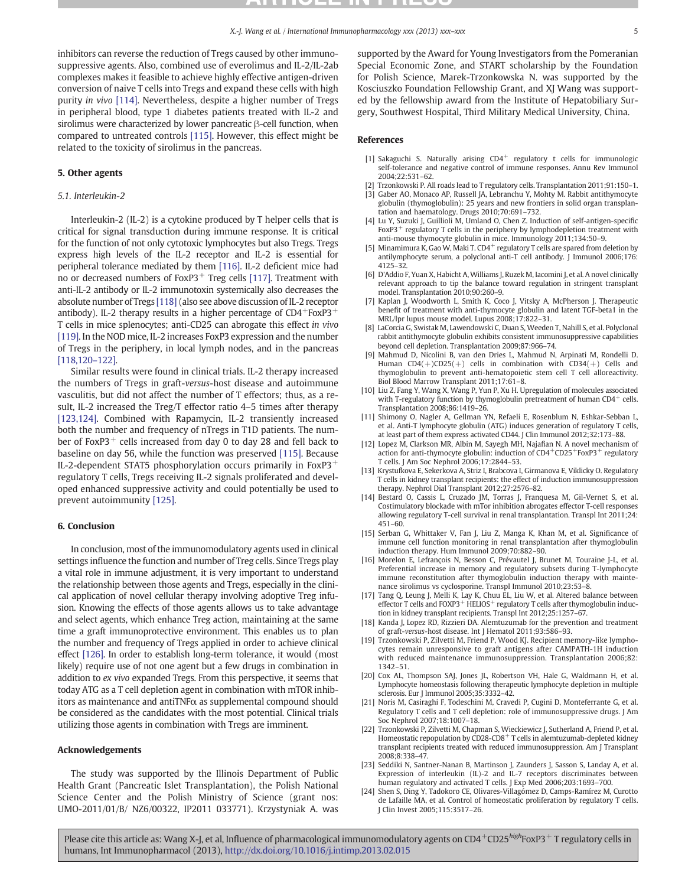inhibitors can reverse the reduction of Tregs caused by other immunosuppressive agents. Also, combined use of everolimus and IL-2/IL-2ab complexes makes it feasible to achieve highly effective antigen-driven conversion of naive T cells into Tregs and expand these cells with high purity *in vivo* [114]. Nevertheless, despite a higher number of Tregs in peripheral blood, type 1 diabetes patients treated with IL-2 and sirolimus were characterized by lower pancreatic β-cell function, when compared to untreated controls [115]. However, this effect might be related to the toxicity of sirolimus in the pancreas.

## 5. Other agents

### 5.1. Interleukin-2

Interleukin-2 (IL-2) is a cytokine produced by T helper cells that is critical for signal transduction during immune response. It is critical for the function of not only cytotoxic lymphocytes but also Tregs. Tregs express high levels of the IL-2 receptor and IL-2 is essential for peripheral tolerance mediated by them [116]. IL-2 deficient mice had no or decreased numbers of FoxP3$^+$ Treg cells [117]. Treatment with anti-IL-2 antibody or IL-2 immunotoxin systemically also decreases the absolute number of Tregs [118] (also see above discussion of IL-2 receptor antibody). IL-2 therapy results in a higher percentage of CD4$^+$FoxP3$^+$ T cells in mice splenocytes; anti-CD25 can abrogate this effect *in vivo* [119]. In the NOD mice, IL-2 increases FoxP3 expression and the number of Tregs in the periphery, in local lymph nodes, and in the pancreas [118,120–122].

Similar results were found in clinical trials. IL-2 therapy increased the numbers of Tregs in graft-*versus*-host disease and autoimmune vasculitis, but did not affect the number of T effectors; thus, as a result, IL-2 increased the Treg/T effector ratio 4–5 times after therapy [123,124]. Combined with Rapamycin, IL-2 transiently increased both the number and frequency of nTregs in T1D patients. The number of FoxP3$^+$ cells increased from day 0 to day 28 and fell back to baseline on day 56, while the function was preserved [115]. Because IL-2-dependent STAT5 phosphorylation occurs primarily in FoxP3$^+$ regulatory T cells, Tregs receiving IL-2 signals proliferated and developed enhanced suppressive activity and could potentially be used to prevent autoimmunity [125].

## 6. Conclusion

In conclusion, most of the immunomodulatory agents used in clinical settings influence the function and number of Treg cells. Since Tregs play a vital role in immune adjustment, it is very important to understand the relationship between those agents and Tregs, especially in the clinical application of novel cellular therapy involving adoptive Treg infusion. Knowing the effects of those agents allows us to take advantage and select agents, which enhance Treg action, maintaining at the same time a graft immunoprotective environment. This enables us to plan the number and frequency of Tregs applied in order to achieve clinical effect [126]. In order to establish long-term tolerance, it would (most likely) require use of not one agent but a few drugs in combination in addition to *ex vivo* expanded Tregs. From this perspective, it seems that today ATG as a T cell depletion agent in combination with mTOR inhibitors as maintenance and antiTNFα as supplemental compound should be considered as the candidates with the most potential. Clinical trials utilizing those agents in combination with Tregs are imminent.

## Acknowledgements

The study was supported by the Illinois Department of Public Health Grant (Pancreatic Islet Transplantation), the Polish National Science Center and the Polish Ministry of Science (grant nos: UMO-2011/01/B/ NZ6/00322, IP2011 033771). Krzystyniak A. was supported by the Award for Young Investigators from the Pomeranian Special Economic Zone, and START scholarship by the Foundation for Polish Science, Marek-Trzonkowska N. was supported by the Kosciuszko Foundation Fellowship Grant, and XJ Wang was supported by the fellowship award from the Institute of Hepatobiliary Surgery, Southwest Hospital, Third Military Medical University, China.

## References

[1] Sakaguchi S. Naturally arising CD4$^+$ regulatory t cells for immunologic self-tolerance and negative control of immune responses. Annu Rev Immunol 2004;22:531–62.

[2] Trzonkowski P. All roads lead to T regulatory cells. Transplantation 2011;91:150–1.

[3] Gaber AO, Monaco AP, Russell JA, Lebranchu Y, Mohty M. Rabbit antithymocyte globulin (thymoglobulin): 25 years and new frontiers in solid organ transplantation and haematology. Drugs 2010;70:691–732.

[4] Lu Y, Suzuki J, Guillioli M, Umland O, Chen Z. Induction of self-antigen-specific FoxP3$^+$ regulatory T cells in the periphery by lymphodepletion treatment with anti-mouse thymocyte globulin in mice. Immunology 2011;134:50–9.

[5] Minamimura K, Gao W, Maki T. CD4$^+$ regulatory T cells are spared from deletion by antilymphocyte serum, a polyclonal anti-T cell antibody. J Immunol 2006;176: 4125–32.

[6] D'Addio F, Yuan X, Habicht A, Williams J, Ruzek M, Iacomini J, et al. A novel clinically relevant approach to tip the balance toward regulation in stringent transplant model. Transplantation 2010;90:260–9.

[7] Kaplan J, Woodworth L, Smith K, Coco J, Vitsky A, McPherson J. Therapeutic benefit of treatment with anti-thymocyte globulin and latent TGF-beta1 in the MRL/lpr lupus mouse model. Lupus 2008;17:822–31.

[8] LaCorcia G, Swistak M, Lawendowski C, Duan S, Weeden T, Nahill S, et al. Polyclonal rabbit antithymocyte globulin exhibits consistent immunosuppressive capabilities beyond cell depletion. Transplantation 2009;87:966–74.

[9] Mahmud D, Nicolini B, van den Dries L, Mahmud N, Arpinati M, Rondelli D. Human CD4(+)CD25(+) cells in combination with CD34(+) Cells and thymoglobulin to prevent anti-hematopoietic stem cell T cell alloreactivity. Biol Blood Marrow Transplant 2011;17:61–8.

[10] Liu Z, Fang Y, Wang X, Wang P, Yun P, Xu H. Upregulation of molecules associated with T-regulatory function by thymoglobulin pretreatment of human CD4$^+$ cells. Transplantation 2008;86:1419–26.

[11] Shimony O, Nagler A, Gellman YN, Refaeli E, Rosenblum N, Eshkar-Sebban L, et al. Anti-T lymphocyte globulin (ATG) induces generation of regulatory T cells, at least part of them express activated CD44. J Clin Immunol 2012;32:173–88.

[12] Lopez M, Clarkson MR, Albin M, Sayegh MH, Najafian N. A novel mechanism of action for anti-thymocyte globulin: induction of CD4$^+$CD25$^+$FoxP3$^+$ regulatory T cells. J Am Soc Nephrol 2006;17:2844–53.

[13] Krystufkova E, Sekerkova A, Striz I, Brabcova I, Girmanova E, Viklicky O. Regulatory T cells in kidney transplant recipients: the effect of induction immunosuppression therapy. Nephrol Dial Transplant 2012;27:2576–82.

[14] Bestard O, Cassis L, Cruzado JM, Torras J, Franquesa M, Gil-Vernet S, et al. Costimulatory blockade with mTor inhibition abrogates effector T-cell responses allowing regulatory T-cell survival in renal transplantation. Transpl Int 2011;24: 451–60.

[15] Serban G, Whittaker V, Fan J, Liu Z, Manga K, Khan M, et al. Significance of immune cell function monitoring in renal transplantation after thymoglobulin induction therapy. Hum Immunol 2009;70:882–90.

[16] Morelon E, Lefrançois N, Besson C, Prévautel J, Brunet M, Touraine J-L, et al. Preferential increase in memory and regulatory subsets during T-lymphocyte immune reconstitution after thymoglobulin induction therapy with maintenance sirolimus vs cyclosporine. Transpl Immunol 2010;23:53–8.

[17] Tang Q, Leung J, Melli K, Lay K, Chuu EL, Liu W, et al. Altered balance between effector T cells and FOXP3$^+$ HELIOS$^+$ regulatory T cells after thymoglobulin induction in kidney transplant recipients. Transpl Int 2012;25:1257–67.

[18] Kanda J, Lopez RD, Rizzieri DA. Alemtuzumab for the prevention and treatment of graft-*versus*-host disease. Int J Hematol 2011;93:586–93.

[19] Trzonkowski P, Zilvetti M, Friend P, Wood KJ. Recipient memory-like lymphocytes remain unresponsive to graft antigens after CAMPATH-1H induction with reduced maintenance immunosuppression. Transplantation 2006;82: 1342–51.

[20] Cox AL, Thompson SAJ, Jones JL, Robertson VH, Hale G, Waldmann H, et al. Lymphocyte homeostasis following therapeutic lymphocyte depletion in multiple sclerosis. Eur J Immunol 2005;35:3332–42.

[21] Noris M, Casiraghi F, Todeschini M, Cravedi P, Cugini D, Monteferrante G, et al. Regulatory T cells and T cell depletion: role of immunosuppressive drugs. J Am Soc Nephrol 2007;18:1007–18.

[22] Trzonkowski P, Zilvetti M, Chapman S, Wieckiewicz J, Sutherland A, Friend P, et al. Homeostatic repopulation by CD28-CD8$^+$ T cells in alemtuzumab-depleted kidney transplant recipients treated with reduced immunosuppression. Am J Transplant 2008;8:338–47.

[23] Seddiki N, Santner-Nanan B, Martinson J, Zaunders J, Sasson S, Landay A, et al. Expression of interleukin (IL)-2 and IL-7 receptors discriminates between human regulatory and activated T cells. J Exp Med 2006;203:1693–700.

[24] Shen S, Ding Y, Tadokoro CE, Olivares-Villagómez D, Camps-Ramírez M, Curotto de Lafaille MA, et al. Control of homeostatic proliferation by regulatory T cells. J Clin Invest 2005;115:3517–26.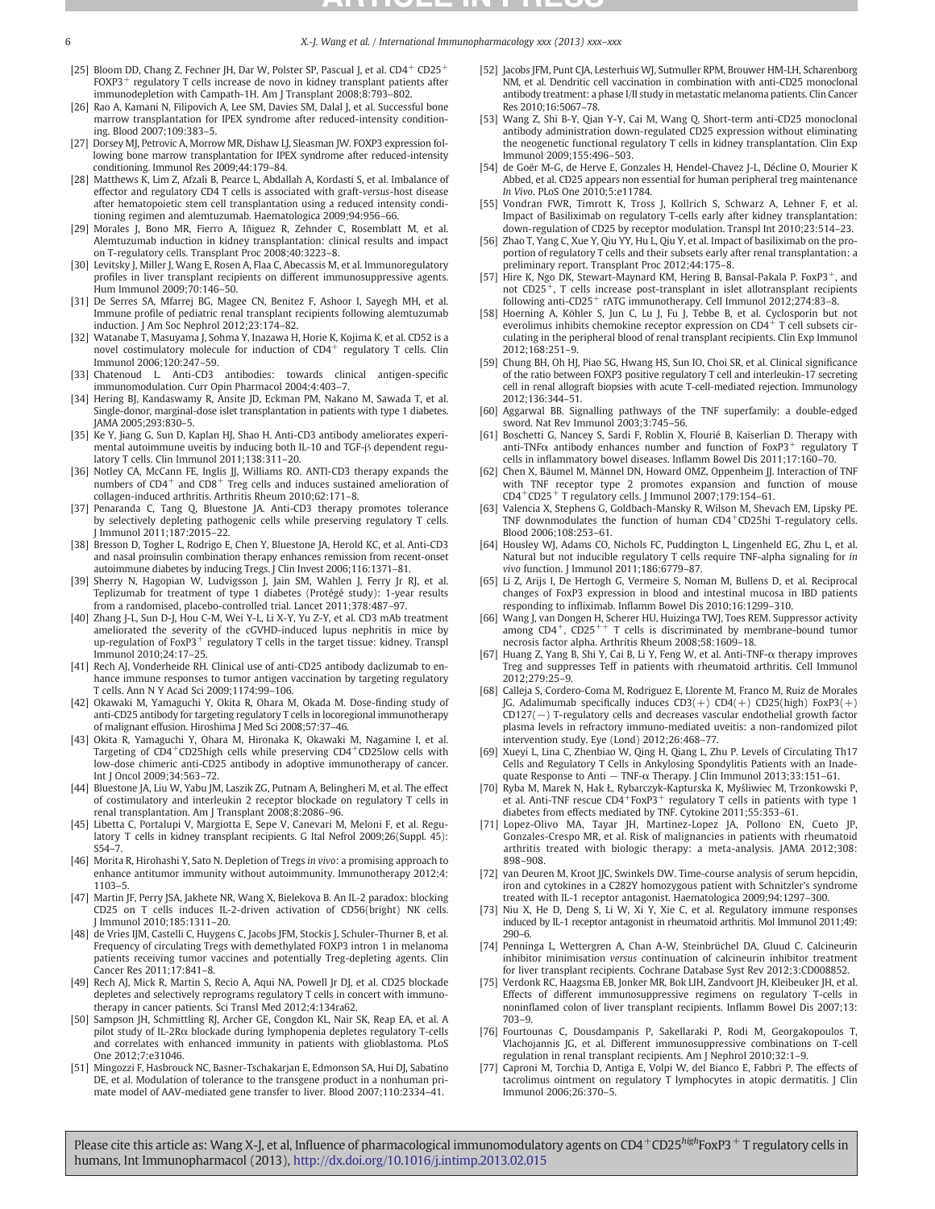[25] Bloom DD, Chang Z, Fechner JH, Dar W, Polster SP, Pascual J, et al. $CD4^+$ $CD25^+$ $FOXP3^+$ regulatory T cells increase de novo in kidney transplant patients after immunodepletion with Campath-1H. Am J Transplant 2008;8:793–802.

[26] Rao A, Kamani N, Filipovich A, Lee SM, Davies SM, Dalal J, et al. Successful bone marrow transplantation for IPEX syndrome after reduced-intensity conditioning. Blood 2007;109:383–5.

[27] Dorsey MJ, Petrovic A, Morrow MR, Dishaw LJ, Sleasman JW. FOXP3 expression following bone marrow transplantation for IPEX syndrome after reduced-intensity conditioning. Immunol Res 2009;44:179–84.

[28] Matthews K, Lim Z, Afzali B, Pearce L, Abdallah A, Kordasti S, et al. Imbalance of effector and regulatory CD4 T cells is associated with graft-*versus*-host disease after hematopoietic stem cell transplantation using a reduced intensity conditioning regimen and alemtuzumab. Haematologica 2009;94:956–66.

[29] Morales J, Bono MR, Fierro A, Iñiguez R, Zehndler C, Rosemblatt M, et al. Alemtuzumab induction in kidney transplantation: clinical results and impact on T-regulatory cells. Transplant Proc 2008;40:3223–8.

[30] Levitsky J, Miller J, Wang E, Rosen A, Flaa C, Abecassis M, et al. Immunoregulatory profiles in liver transplant recipients on different immunosuppressive agents. Hum Immunol 2009;70:146–50.

[31] De Serres SA, Mfarrej BG, Magee CN, Benitez F, Ashoor I, Sayegh MH, et al. Immune profile of pediatric renal transplant recipients following alemtuzumab induction. J Am Soc Nephrol 2012;23:174–82.

[32] Watanabe T, Masuyama J, Sohma Y, Inazawa H, Horie K, Kojima K, et al. CD52 is a novel costimulatory molecule for induction of $CD4^+$ regulatory T cells. Clin Immunol 2006;120:247–59.

[33] Chatenoud L. Anti-CD3 antibodies: towards clinical antigen-specific immunomodulation. Curr Opin Pharmacol 2004;4:403–7.

[34] Hering BJ, Kandaswamy R, Ansite JD, Eckman PM, Nakano M, Sawada T, et al. Single-donor, marginal-dose islet transplantation in patients with type 1 diabetes. JAMA 2005;293:830–5.

[35] Ke Y, Jiang G, Sun D, Kaplan HJ, Shao H. Anti-CD3 antibody ameliorates experimental autoimmune uveitis by inducing both IL-10 and TGF-β dependent regulatory T cells. Clin Immunol 2011;138:311–20.

[36] Notley CA, McCann FE, Inglis JJ, Williams RO. ANTI-CD3 therapy expands the numbers of $CD4^+$ and $CD8^+$ Treg cells and induces sustained amelioration of collagen-induced arthritis. Arthritis Rheum 2010;62:171–8.

[37] Penaranda C, Tang Q, Bluestone JA. Anti-CD3 therapy promotes tolerance by selectively depleting pathogenic cells while preserving regulatory T cells. J Immunol 2011;187:2015–22.

[38] Bresson D, Togher L, Rodrigo E, Chen Y, Bluestone JA, Herold KC, et al. Anti-CD3 and nasal proinsulin combination therapy enhances remission from recent-onset autoimmune diabetes by inducing Tregs. J Clin Invest 2006;116:1371–81.

[39] Sherry N, Hagopian W, Ludvigsson J, Jain SM, Wahlen J, Ferry Jr RJ, et al. Teplizumab for treatment of type 1 diabetes (Protégé study): 1-year results from a randomised, placebo-controlled trial. Lancet 2011;378:487–97.

[40] Zhang J-L, Sun D-J, Hou C-M, Wei Y-L, Li X-Y, Yu Z-Y, et al. CD3 mAb treatment ameliorated the severity of the cGVHD-induced lupus nephritis in mice by up-regulation of $FoxP3^+$ regulatory T cells in the target tissue: kidney. Transpl Immunol 2010;24:17–25.

[41] Rech AJ, Vonderheide RH. Clinical use of anti-CD25 antibody daclizumab to enhance immune responses to tumor antigen vaccination by targeting regulatory T cells. Ann N Y Acad Sci 2009;1174:99–106.

[42] Okawaki M, Yamaguchi Y, Okita R, Ohara M, Okada M. Dose-finding study of anti-CD25 antibody for targeting regulatory T cells in locoregional immunotherapy of malignant effusion. Hiroshima J Med Sci 2008;57:37–46.

[43] Okita R, Yamaguchi Y, Ohara M, Hironaka K, Okawaki M, Nagamine I, et al. Targeting of $CD4^+CD25$high cells while preserving $CD4^+CD25$low cells with low-dose chimeric anti-CD25 antibody in adoptive immunotherapy of cancer. Int J Oncol 2009;34:563–72.

[44] Bluestone JA, Liu W, Yabu JM, Laszik ZG, Putnam A, Belingheri M, et al. The effect of costimulatory and interleukin 2 receptor blockade on regulatory T cells in renal transplantation. Am J Transplant 2008;8:2086–96.

[45] Libetta C, Portalupi V, Margiotta E, Sepe V, Canevari M, Meloni F, et al. Regulatory T cells in kidney transplant recipients. G Ital Nefrol 2009;26(Suppl. 45): S54–7.

[46] Morita R, Hirohashi Y, Sato N. Depletion of Tregs *in vivo*: a promising approach to enhance antitumor immunity without autoimmunity. Immunotherapy 2012;4: 1103–5.

[47] Martin JF, Perry JSA, Jakhete NR, Wang X, Bielekova B. An IL-2 paradox: blocking CD25 on T cells induces IL-2-driven activation of CD56(bright) NK cells. J Immunol 2010;185:1311–20.

[48] de Vries IJM, Castelli C, Huygens C, Jacobs JFM, Stockis J, Schuler-Thurner B, et al. Frequency of circulating Tregs with demethylated FOXP3 intron 1 in melanoma patients receiving tumor vaccines and potentially Treg-depleting agents. Clin Cancer Res 2011;17:841–8.

[49] Rech AJ, Mick R, Martin S, Recio A, Aqui NA, Powell Jr DJ, et al. CD25 blockade depletes and selectively reprograms regulatory T cells in concert with immunotherapy in cancer patients. Sci Transl Med 2012;4:134ra62.

[50] Sampson JH, Schmittling RJ, Archer GE, Congdon KL, Nair SK, Reap EA, et al. A pilot study of IL-2Rα blockade during lymphopenia depletes regulatory T-cells and correlates with enhanced immunity in patients with glioblastoma. PLoS One 2012;7:e31046.

[51] Mingozzi F, Hasbrouck NC, Basner-Tschakarjan E, Edmonson SA, Hui DJ, Sabatino DE, et al. Modulation of tolerance to the transgene product in a nonhuman primate model of AAV-mediated gene transfer to liver. Blood 2007;110:2334–41.

[52] Jacobs JFM, Punt CJA, Lesterhuis WJ, Sutmuller RPM, Brouwer HM-LH, Scharenborg NM, et al. Dendritic cell vaccination in combination with anti-CD25 monoclonal antibody treatment: a phase I/II study in metastatic melanoma patients. Clin Cancer Res 2010;16:5067–78.

[53] Wang Z, Shi B-Y, Qian Y-Y, Cai M, Wang Q. Short-term anti-CD25 monoclonal antibody administration down-regulated CD25 expression without eliminating the neogenetic functional regulatory T cells in kidney transplantation. Clin Exp Immunol 2009;155:496–503.

[54] de Goër M-G, de Herve E, Gonzales H, Hendel-Chavez J-L, Décline O, Mourier K Abbed, et al. CD25 appears non essential for human peripheral treg maintenance *In Vivo*. PLoS One 2010;5:e11784.

[55] Vondran FWR, Timrott K, Tross J, Kollrich S, Schwarz A, Lehner F, et al. Impact of Basiliximab on regulatory T-cells early after kidney transplantation: down-regulation of CD25 by receptor modulation. Transpl Int 2010;23:514–23.

[56] Zhao T, Yang C, Xue Y, Qiu YY, Hu L, Qiu Y, et al. Impact of basiliximab on the proportion of regulatory T cells and their subsets early after renal transplantation: a preliminary report. Transplant Proc 2012;44:175–8.

[57] Hire K, Ngo DK, Stewart-Maynard KM, Hering B, Bansal-Pakala P. $FoxP3^+$, and not $CD25^+$, T cells increase post-transplant in islet allotransplant recipients following anti-$CD25^+$ rATG immunotherapy. Cell Immunol 2012;274:83–8.

[58] Hoerning A, Köhler S, Jun C, Lu J, Fu J, Tebbe B, et al. Cyclosporin but not everolimus inhibits chemokine receptor expression on $CD4^+$ T cell subsets circulating in the peripheral blood of renal transplant recipients. Clin Exp Immunol 2012;168:251–9.

[59] Chung BH, Oh HJ, Piao SG, Hwang HS, Sun IO, Choi SR, et al. Clinical significance of the ratio between FOXP3 positive regulatory T cell and interleukin-17 secreting cell in renal allograft biopsies with acute T-cell-mediated rejection. Immunology 2012;136:344–51.

[60] Aggarwal BB. Signalling pathways of the TNF superfamily: a double-edged sword. Nat Rev Immunol 2003;3:745–56.

[61] Boschetti G, Nancey S, Sardi F, Roblin X, Flourié B, Kaiserlian D. Therapy with anti-TNFα antibody enhances number and function of $FoxP3^+$ regulatory T cells in inflammatory bowel diseases. Inflamm Bowel Dis 2011;17:160–70.

[62] Chen X, Bäumel M, Männel DN, Howard OMZ, Oppenheim JJ. Interaction of TNF with TNF receptor type 2 promotes expansion and function of mouse $CD4^+CD25^+$ T regulatory cells. J Immunol 2007;179:154–61.

[63] Valencia X, Stephens G, Goldbach-Mansky R, Wilson M, Shevach EM, Lipsky PE. TNF downmodulates the function of human $CD4^+CD25$hi T-regulatory cells. Blood 2006;108:253–61.

[64] Housley WJ, Adams CO, Nichols FC, Puddington L, Lingenheld EG, Zhu L, et al. Natural but not inducible regulatory T cells require TNF-alpha signaling for *in vivo* function. J Immunol 2011;186:6779–87.

[65] Li Z, Arijs I, De Hertogh G, Vermeire S, Noman M, Bullens D, et al. Reciprocal changes of FoxP3 expression in blood and intestinal mucosa in IBD patients responding to infliximab. Inflamm Bowel Dis 2010;16:1299–310.

[66] Wang J, van Dongen H, Scherer HU, Huizinga TWJ, Toes REM. Suppressor activity among $CD4^+$, $CD25^{++}$ T cells is discriminated by membrane-bound tumor necrosis factor alpha. Arthritis Rheum 2008;58:1609–18.

[67] Huang Z, Yang B, Shi Y, Cai B, Li Y, Feng W, et al. Anti-TNF-α therapy improves Treg and suppresses Teff in patients with rheumatoid arthritis. Cell Immunol 2012;279:25–9.

[68] Calleja S, Cordero-Coma M, Rodriguez E, Llorente M, Franco M, Ruiz de Morales JG. Adalimumab specifically induces CD3(+) CD4(+) CD25(high) FoxP3(+) CD127(−) T-regulatory cells and decreases vascular endothelial growth factor plasma levels in refractory immuno-mediated uveitis: a non-randomized pilot intervention study. Eye (Lond) 2012;26:468–77.

[69] Xueyi L, Lina C, Zhenbiao W, Qing H, Qiang L, Zhu P. Levels of Circulating Th17 Cells and Regulatory T Cells in Ankylosing Spondylitis Patients with an Inadequate Response to Anti − TNF-α Therapy. J Clin Immunol 2013;33:151–61.

[70] Ryba M, Marek N, Hak Ł, Rybarczyk-Kapturska K, Myśliwiec M, Trzonkowski P, et al. Anti-TNF rescue $CD4^+FoxP3^+$ regulatory T cells in patients with type 1 diabetes from effects mediated by TNF. Cytokine 2011;55:353–61.

[71] Lopez-Olivo MA, Tayar JH, Martinez-Lopez JA, Pollono EN, Cueto JP, Gonzales-Crespo MR, et al. Risk of malignancies in patients with rheumatoid arthritis treated with biologic therapy: a meta-analysis. JAMA 2012;308: 898–908.

[72] van Deuren M, Kroot JJC, Swinkels DW. Time-course analysis of serum hepcidin, iron and cytokines in a C282Y homozygous patient with Schnitzler's syndrome treated with IL-1 receptor antagonist. Haematologica 2009;94:1297–300.

[73] Niu X, He D, Deng S, Li W, Xi Y, Xie C, et al. Regulatory immune responses induced by IL-1 receptor antagonist in rheumatoid arthritis. Mol Immunol 2011;49: 290–6.

[74] Penninga L, Wettergren A, Chan A-W, Steinbrüchel DA, Gluud C. Calcineurin inhibitor minimisation *versus* continuation of calcineurin inhibitor treatment for liver transplant recipients. Cochrane Database Syst Rev 2012;3:CD008852.

[75] Verdonk RC, Haagsma EB, Jonker MR, Bok LIH, Zandvoort JH, Kleibeuker JH, et al. Effects of different immunosuppressive regimens on regulatory T-cells in noninflamed colon of liver transplant recipients. Inflamm Bowel Dis 2007;13: 703–9.

[76] Fourtounas C, Dousdampanis P, Sakellaraki P, Rodi M, Georgakopoulos T, Vlachojannis JG, et al. Different immunosuppressive combinations on T-cell regulation in renal transplant recipients. Am J Nephrol 2010;32:1–9.

[77] Caproni M, Torchia D, Antiga E, Volpi W, del Bianco E, Fabbri P. The effects of tacrolimus ointment on regulatory T lymphocytes in atopic dermatitis. J Clin Immunol 2006;26:370–5.

Please cite this article as: Wang X-J, et al, Influence of pharmacological immunomodulatory agents on $CD4^+CD25^{high}FoxP3^+$ T regulatory cells in humans, Int Immunopharmacol (2013), http://dx.doi.org/10.1016/j.intimp.2013.02.015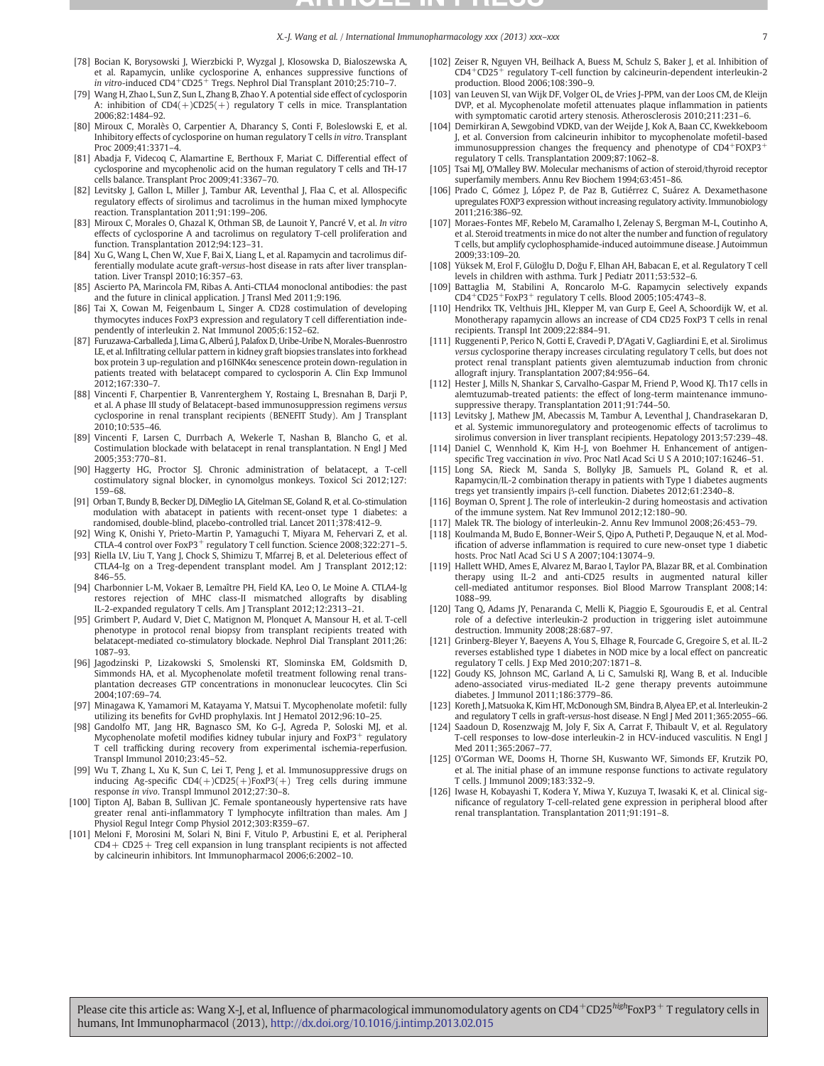[78] Bocian K, Borysowski J, Wierzbicki P, Wyzgal J, Klosowska D, Bialoszewska A, et al. Rapamycin, unlike cyclosporine A, enhances suppressive functions of *in vitro*-induced $CD4^+CD25^+$ Tregs. Nephrol Dial Transplant 2010;25:710–7.

[79] Wang H, Zhao L, Sun Z, Sun L, Zhang B, Zhao Y. A potential side effect of cyclosporin A: inhibition of CD4(+)CD25(+) regulatory T cells in mice. Transplantation 2006;82:1484–92.

[80] Miroux C, Moralès O, Carpentier A, Dharancy S, Conti F, Boleslowski E, et al. Inhibitory effects of cyclosporine on human regulatory T cells *in vitro*. Transplant Proc 2009;41:3371–4.

[81] Abadja F, Videcoq C, Alamartine E, Berthoux F, Mariat C. Differential effect of cyclosporine and mycophenolic acid on the human regulatory T cells and TH-17 cells balance. Transplant Proc 2009;41:3367–70.

[82] Levitsky J, Gallon L, Miller J, Tambur AR, Leventhal J, Flaa C, et al. Allospecific regulatory effects of sirolimus and tacrolimus in the human mixed lymphocyte reaction. Transplantation 2011;91:199–206.

[83] Miroux C, Morales O, Ghazal K, Othman SB, de Launoit Y, Pancré V, et al. *In vitro* effects of cyclosporine A and tacrolimus on regulatory T-cell proliferation and function. Transplantation 2012;94:123–31.

[84] Xu G, Wang L, Chen W, Xue F, Bai X, Liang L, et al. Rapamycin and tacrolimus differentially modulate acute graft-*versus*-host disease in rats after liver transplantation. Liver Transpl 2010;16:357–63.

[85] Ascierto PA, Marincola FM, Ribas A. Anti-CTLA4 monoclonal antibodies: the past and the future in clinical application. J Transl Med 2011;9:196.

[86] Tai X, Cowan M, Feigenbaum L, Singer A. CD28 costimulation of developing thymocytes induces FoxP3 expression and regulatory T cell differentiation independently of interleukin 2. Nat Immunol 2005;6:152–62.

[87] Furuzawa-Carballeda J, Lima G, Alberú J, Palafox D, Uribe-Uribe N, Morales-Buenrostro LE, et al. Infiltrating cellular pattern in kidney graft biopsies translates into forkhead box protein 3 up-regulation and p16INK4α senescence protein down-regulation in patients treated with belatacept compared to cyclosporin A. Clin Exp Immunol 2012;167:330–7.

[88] Vincenti F, Charpentier B, Vanrenterghem Y, Rostaing L, Bresnahan B, Darji P, et al. A phase III study of Belatacept-based immunosuppression regimens *versus* cyclosporine in renal transplant recipients (BENEFIT Study). Am J Transplant 2010;10:535–46.

[89] Vincenti F, Larsen C, Durrbach A, Wekerle T, Nashan B, Blancho G, et al. Costimulation blockade with belatacept in renal transplantation. N Engl J Med 2005;353:770–81.

[90] Haggerty HG, Proctor SJ. Chronic administration of belatacept, a T-cell costimulatory signal blocker, in cynomolgus monkeys. Toxicol Sci 2012;127:159–68.

[91] Orban T, Bundy B, Becker DJ, DiMeglio LA, Gitelman SE, Goland R, et al. Co-stimulation modulation with abatacept in patients with recent-onset type 1 diabetes: a randomised, double-blind, placebo-controlled trial. Lancet 2011;378:412–9.

[92] Wing K, Onishi Y, Prieto-Martin P, Yamaguchi T, Miyara M, Fehervari Z, et al. CTLA-4 control over $FoxP3^+$ regulatory T cell function. Science 2008;322:271–5.

[93] Riella LV, Liu T, Yang J, Chock S, Shimizu T, Mfarrej B, et al. Deleterious effect of CTLA4-Ig on a Treg-dependent transplant model. Am J Transplant 2012;12:846–55.

[94] Charbonnier L-M, Vokaer B, Lemaître PH, Field KA, Leo O, Le Moine A. CTLA4-Ig restores rejection of MHC class-II mismatched allografts by disabling IL-2-expanded regulatory T cells. Am J Transplant 2012;12:2313–21.

[95] Grimbert P, Audard V, Diet C, Matignon M, Plonquet A, Mansour H, et al. T-cell phenotype in protocol renal biopsy from transplant recipients treated with belatacept-mediated co-stimulatory blockade. Nephrol Dial Transplant 2011;26:1087–93.

[96] Jagodzinski P, Lizakowski S, Smolenski RT, Slominska EM, Goldsmith D, Simmonds HA, et al. Mycophenolate mofetil treatment following renal transplantation decreases GTP concentrations in mononuclear leucocytes. Clin Sci 2004;107:69–74.

[97] Minagawa K, Yamamori M, Katayama Y, Matsui T. Mycophenolate mofetil: fully utilizing its benefits for GvHD prophylaxis. Int J Hematol 2012;96:10–25.

[98] Gandolfo MT, Jang HR, Bagnasco SM, Ko G-J, Agreda P, Soloski MJ, et al. Mycophenolate mofetil modifies kidney tubular injury and $Foxp3^+$ regulatory T cell trafficking during recovery from experimental ischemia-reperfusion. Transpl Immunol 2010;23:45–52.

[99] Wu T, Zhang L, Xu K, Sun C, Lei T, Peng J, et al. Immunosuppressive drugs on inducing Ag-specific CD4(+)CD25(+)FoxP3(+) Treg cells during immune response *in vivo*. Transpl Immunol 2012;27:30–8.

[100] Tipton AJ, Baban B, Sullivan JC. Female spontaneously hypertensive rats have greater renal anti-inflammatory T lymphocyte infiltration than males. Am J Physiol Regul Integr Comp Physiol 2012;303:R359–67.

[101] Meloni F, Morosini M, Solari N, Bini F, Vitulo P, Arbustini E, et al. Peripheral $CD4+$ $CD25+$ Treg cell expansion in lung transplant recipients is not affected by calcineurin inhibitors. Int Immunopharmacol 2006;6:2002–10.

[102] Zeiser R, Nguyen VH, Beilhack A, Buess M, Schulz S, Baker J, et al. Inhibition of $CD4^+CD25^+$ regulatory T-cell function by calcineurin-dependent interleukin-2 production. Blood 2006;108:390–9.

[103] van Leuven SI, van Wijk DF, Volger OL, de Vries J-PPM, van der Loos CM, de Kleijn DVP, et al. Mycophenolate mofetil attenuates plaque inflammation in patients with symptomatic carotid artery stenosis. Atherosclerosis 2010;211:231–6.

[104] Demirkiran A, Sewgobind VDKD, van der Weijde J, Kok A, Baan CC, Kwekkeboom J, et al. Conversion from calcineurin inhibitor to mycophenolate mofetil-based immunosuppression changes the frequency and phenotype of $CD4^+FOXP3^+$ regulatory T cells. Transplantation 2009;87:1062–8.

[105] Tsai MJ, O'Malley BW. Molecular mechanisms of action of steroid/thyroid receptor superfamily members. Annu Rev Biochem 1994;63:451–86.

[106] Prado C, Gómez J, López P, de Paz B, Gutiérrez C, Suárez A. Dexamethasone upregulates FOXP3 expression without increasing regulatory activity. Immunobiology 2011;216:386–92.

[107] Moraes-Fontes MF, Rebelo M, Caramalho I, Zelenay S, Bergman M-L, Coutinho A, et al. Steroid treatments in mice do not alter the number and function of regulatory T cells, but amplify cyclophosphamide-induced autoimmune disease. J Autoimmun 2009;33:109–20.

[108] Yüksek M, Erol F, Güloğlu D, Doğu F, Elhan AH, Babacan E, et al. Regulatory T cell levels in children with asthma. Turk J Pediatr 2011;53:532–6.

[109] Battaglia M, Stabilini A, Roncarolo M-G. Rapamycin selectively expands $CD4^+CD25^+FoxP3^+$ regulatory T cells. Blood 2005;105:4743–8.

[110] Hendrikx TK, Velthuis JHL, Klepper M, van Gurp E, Geel A, Schoordijk W, et al. Monotherapy rapamycin allows an increase of CD4 CD25 FoxP3 T cells in renal recipients. Transpl Int 2009;22:884–91.

[111] Ruggenenti P, Perico N, Gotti E, Cravedi P, D'Agati V, Gagliardini E, et al. Sirolimus *versus* cyclosporine therapy increases circulating regulatory T cells, but does not protect renal transplant patients given alemtuzumab induction from chronic allograft injury. Transplantation 2007;84:956–64.

[112] Hester J, Mills N, Shankar S, Carvalho-Gaspar M, Friend P, Wood KJ. Th17 cells in alemtuzumab-treated patients: the effect of long-term maintenance immunosuppressive therapy. Transplantation 2011;91:744–50.

[113] Levitsky J, Mathew JM, Abecassis M, Tambur A, Leventhal J, Chandrasekaran D, et al. Systemic immunoregulatory and proteogenomic effects of tacrolimus to sirolimus conversion in liver transplant recipients. Hepatology 2013;57:239–48.

[114] Daniel C, Wennhold K, Kim H-J, von Boehmer H. Enhancement of antigen-specific Treg vaccination *in vivo*. Proc Natl Acad Sci U S A 2010;107:16246–51.

[115] Long SA, Rieck M, Sanda S, Bollyky JB, Samuels PL, Goland R, et al. Rapamycin/IL-2 combination therapy in patients with Type 1 diabetes augments tregs yet transiently impairs β-cell function. Diabetes 2012;61:2340–8.

[116] Boyman O, Sprent J. The role of interleukin-2 during homeostasis and activation of the immune system. Nat Rev Immunol 2012;12:180–90.

[117] Malek TR. The biology of interleukin-2. Annu Rev Immunol 2008;26:453–79.

[118] Koulmanda M, Budo E, Bonner-Weir S, Qipo A, Putheti P, Degauque N, et al. Modification of adverse inflammation is required to cure new-onset type 1 diabetic hosts. Proc Natl Acad Sci U S A 2007;104:13074–9.

[119] Hallett WHD, Ames E, Alvarez M, Barao I, Taylor PA, Blazar BR, et al. Combination therapy using IL-2 and anti-CD25 results in augmented natural killer cell-mediated antitumor responses. Biol Blood Marrow Transplant 2008;14:1088–99.

[120] Tang Q, Adams JY, Penaranda C, Melli K, Piaggio E, Sgouroudis E, et al. Central role of a defective interleukin-2 production in triggering islet autoimmune destruction. Immunity 2008;28:687–97.

[121] Grinberg-Bleyer Y, Baeyens A, You S, Elhage R, Fourcade G, Gregoire S, et al. IL-2 reverses established type 1 diabetes in NOD mice by a local effect on pancreatic regulatory T cells. J Exp Med 2010;207:1871–8.

[122] Goudy KS, Johnson MC, Garland A, Li C, Samulski RJ, Wang B, et al. Inducible adeno-associated virus-mediated IL-2 gene therapy prevents autoimmune diabetes. J Immunol 2011;186:3779–86.

[123] Koreth J, Matsuoka K, Kim HT, McDonough SM, Bindra B, Alyea EP, et al. Interleukin-2 and regulatory T cells in graft-*versus*-host disease. N Engl J Med 2011;365:2055–66.

[124] Saadoun D, Rosenzwajg M, Joly F, Six A, Carrat F, Thibault V, et al. Regulatory T-cell responses to low-dose interleukin-2 in HCV-induced vasculitis. N Engl J Med 2011;365:2067–77.

[125] O'Gorman WE, Dooms H, Thorne SH, Kuswanto WF, Simonds EF, Krutzik PO, et al. The initial phase of an immune response functions to activate regulatory T cells. J Immunol 2009;183:332–9.

[126] Iwase H, Kobayashi T, Kodera Y, Miwa Y, Kuzuya T, Iwasaki K, et al. Clinical significance of regulatory T-cell-related gene expression in peripheral blood after renal transplantation. Transplantation 2011;91:191–8.